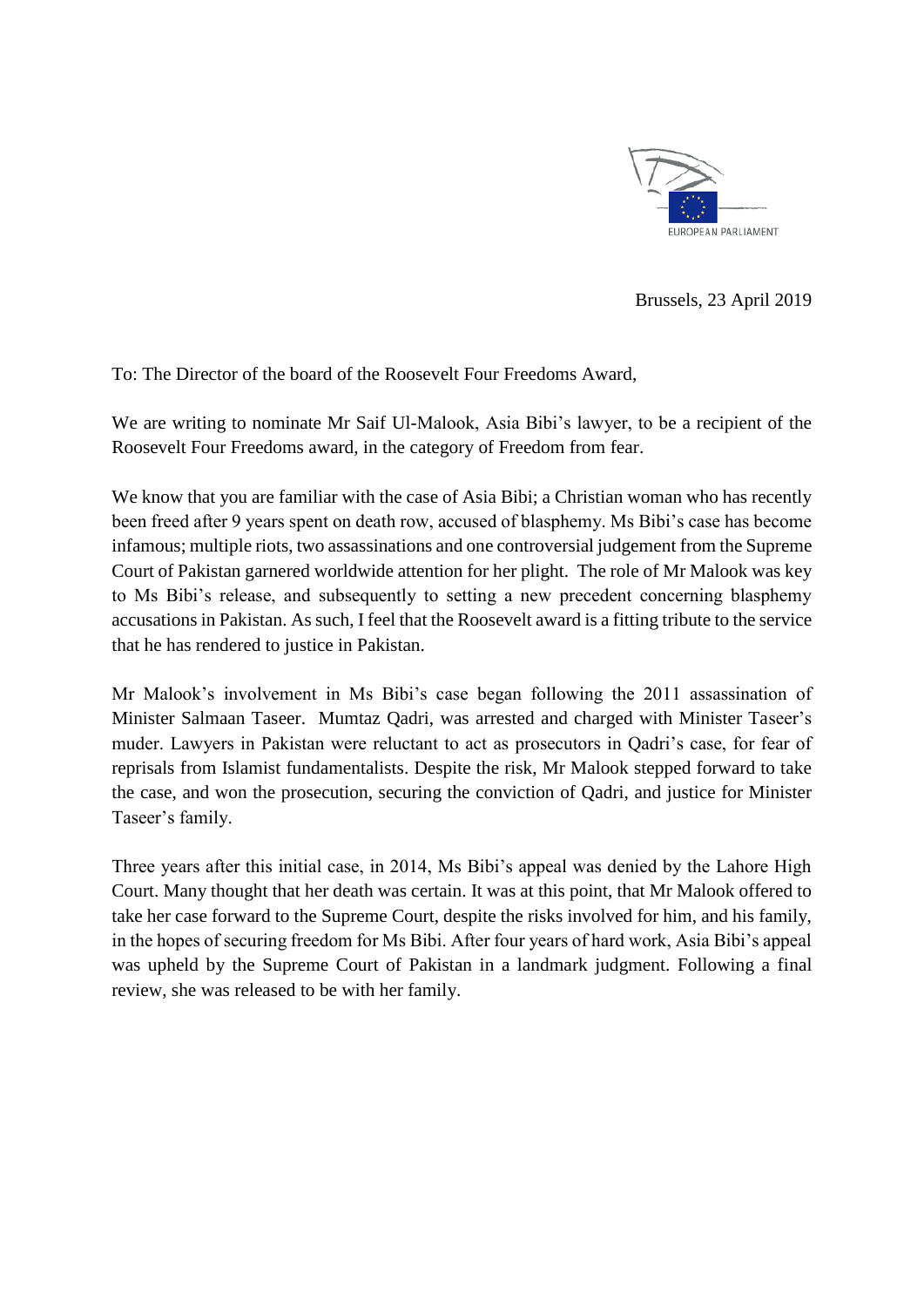EUROPEAN PARLIAMENT

Brussels, 23 April 2019

To: The Director of the board of the Roosevelt Four Freedoms Award,

We are writing to nominate Mr Saif Ul-Malook, Asia Bibi's lawyer, to be a recipient of the Roosevelt Four Freedoms award, in the category of Freedom from fear.

We know that you are familiar with the case of Asia Bibi; a Christian woman who has recently been freed after 9 years spent on death row, accused of blasphemy. Ms Bibi's case has become infamous; multiple riots, two assassinations and one controversial judgement from the Supreme Court of Pakistan garnered worldwide attention for her plight. The role of Mr Malook was key to Ms Bibi's release, and subsequently to setting a new precedent concerning blasphemy accusations in Pakistan. As such, I feel that the Roosevelt award is a fitting tribute to the service that he has rendered to justice in Pakistan.

Mr Malook's involvement in Ms Bibi's case began following the 2011 assassination of Minister Salmaan Taseer. Mumtaz Qadri, was arrested and charged with Minister Taseer's muder. Lawyers in Pakistan were reluctant to act as prosecutors in Qadri's case, for fear of reprisals from Islamist fundamentalists. Despite the risk, Mr Malook stepped forward to take the case, and won the prosecution, securing the conviction of Qadri, and justice for Minister Taseer's family.

Three years after this initial case, in 2014, Ms Bibi's appeal was denied by the Lahore High Court. Many thought that her death was certain. It was at this point, that Mr Malook offered to take her case forward to the Supreme Court, despite the risks involved for him, and his family, in the hopes of securing freedom for Ms Bibi. After four years of hard work, Asia Bibi's appeal was upheld by the Supreme Court of Pakistan in a landmark judgment. Following a final review, she was released to be with her family.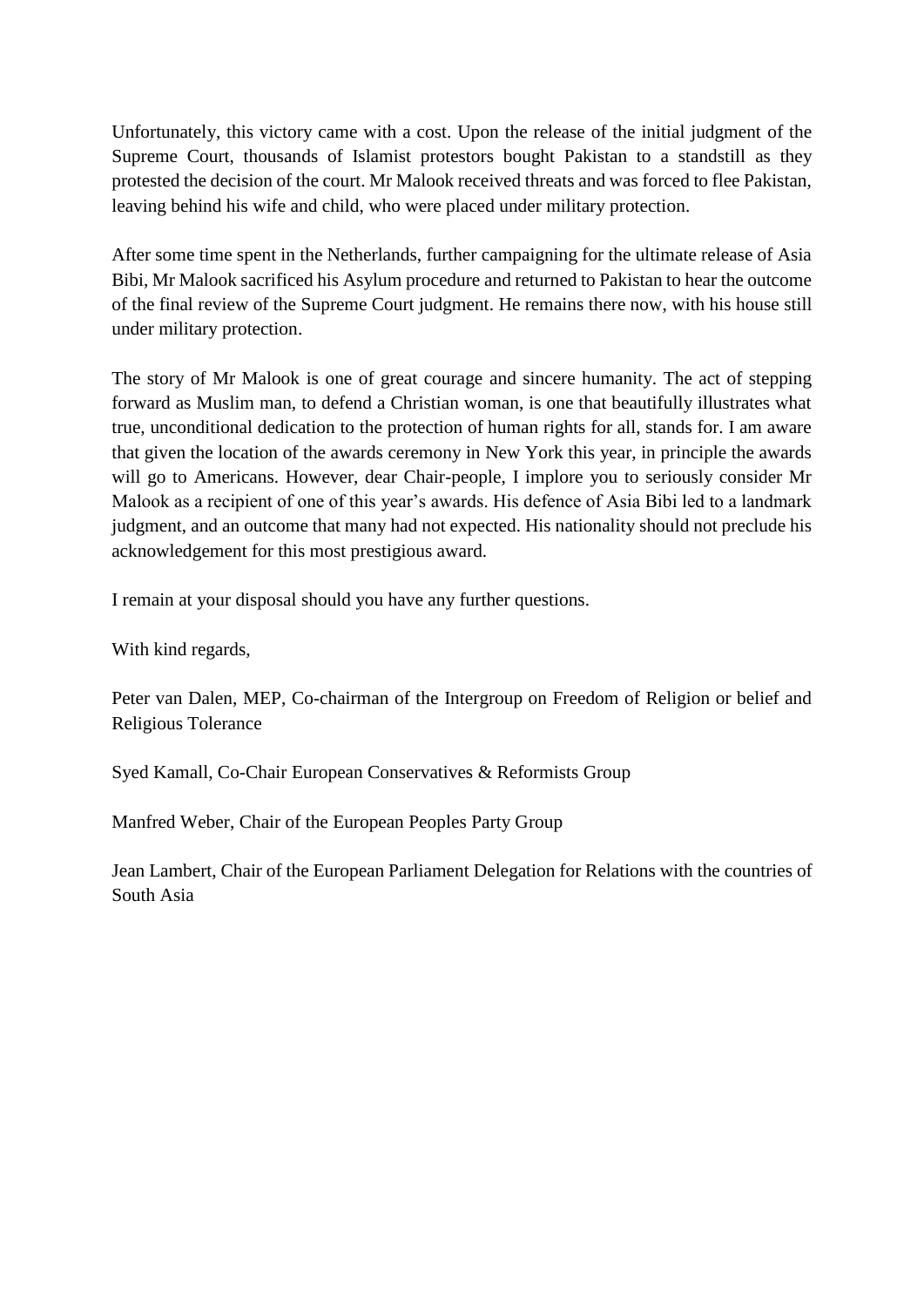Unfortunately, this victory came with a cost. Upon the release of the initial judgment of the Supreme Court, thousands of Islamist protestors bought Pakistan to a standstill as they protested the decision of the court. Mr Malook received threats and was forced to flee Pakistan, leaving behind his wife and child, who were placed under military protection.

After some time spent in the Netherlands, further campaigning for the ultimate release of Asia Bibi, Mr Malook sacrificed his Asylum procedure and returned to Pakistan to hear the outcome of the final review of the Supreme Court judgment. He remains there now, with his house still under military protection.

The story of Mr Malook is one of great courage and sincere humanity. The act of stepping forward as Muslim man, to defend a Christian woman, is one that beautifully illustrates what true, unconditional dedication to the protection of human rights for all, stands for. I am aware that given the location of the awards ceremony in New York this year, in principle the awards will go to Americans. However, dear Chair-people, I implore you to seriously consider Mr Malook as a recipient of one of this year's awards. His defence of Asia Bibi led to a landmark judgment, and an outcome that many had not expected. His nationality should not preclude his acknowledgement for this most prestigious award.

I remain at your disposal should you have any further questions.

With kind regards,

Peter van Dalen, MEP, Co-chairman of the Intergroup on Freedom of Religion or belief and Religious Tolerance

Syed Kamall, Co-Chair European Conservatives & Reformists Group

Manfred Weber, Chair of the European Peoples Party Group

Jean Lambert, Chair of the European Parliament Delegation for Relations with the countries of South Asia